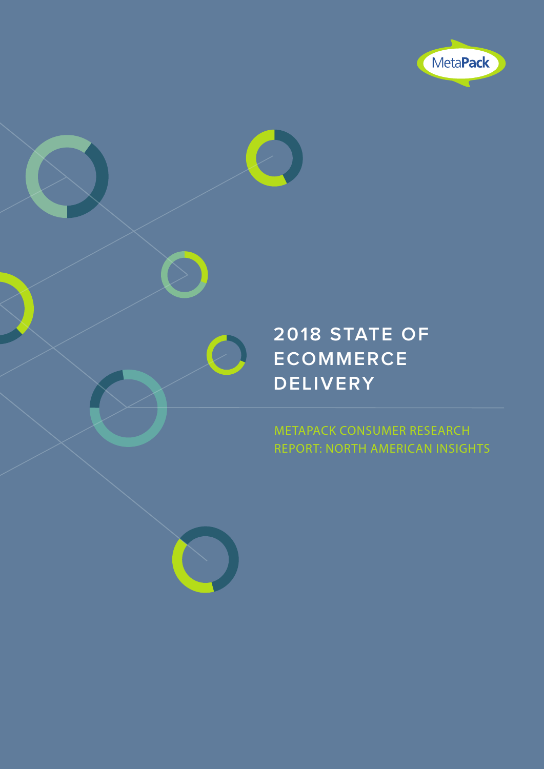MetaPack

# 2018 STATE OF ECOMMERCE DELIVERY

METAPACK CONSUMER RESEARCH REPORT: NORTH AMERICAN INSIGHTS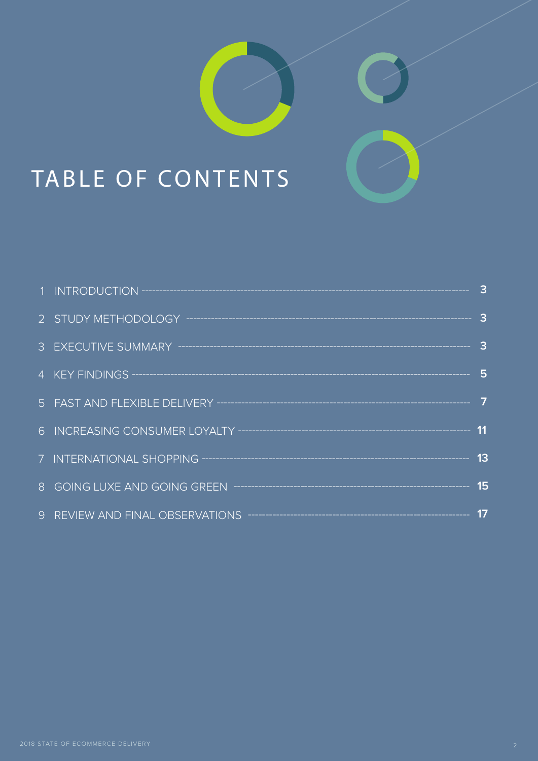# TABLE OF CONTENTS

| | | |
|---|---|---|
| 1 | INTRODUCTION | 3 |
| 2 | STUDY METHODOLOGY | 3 |
| 3 | EXECUTIVE SUMMARY | 3 |
| 4 | KEY FINDINGS | 5 |
| 5 | FAST AND FLEXIBLE DELIVERY | 7 |
| 6 | INCREASING CONSUMER LOYALTY | 11 |
| 7 | INTERNATIONAL SHOPPING | 13 |
| 8 | GOING LUXE AND GOING GREEN | 15 |
| 9 | REVIEW AND FINAL OBSERVATIONS | 17 |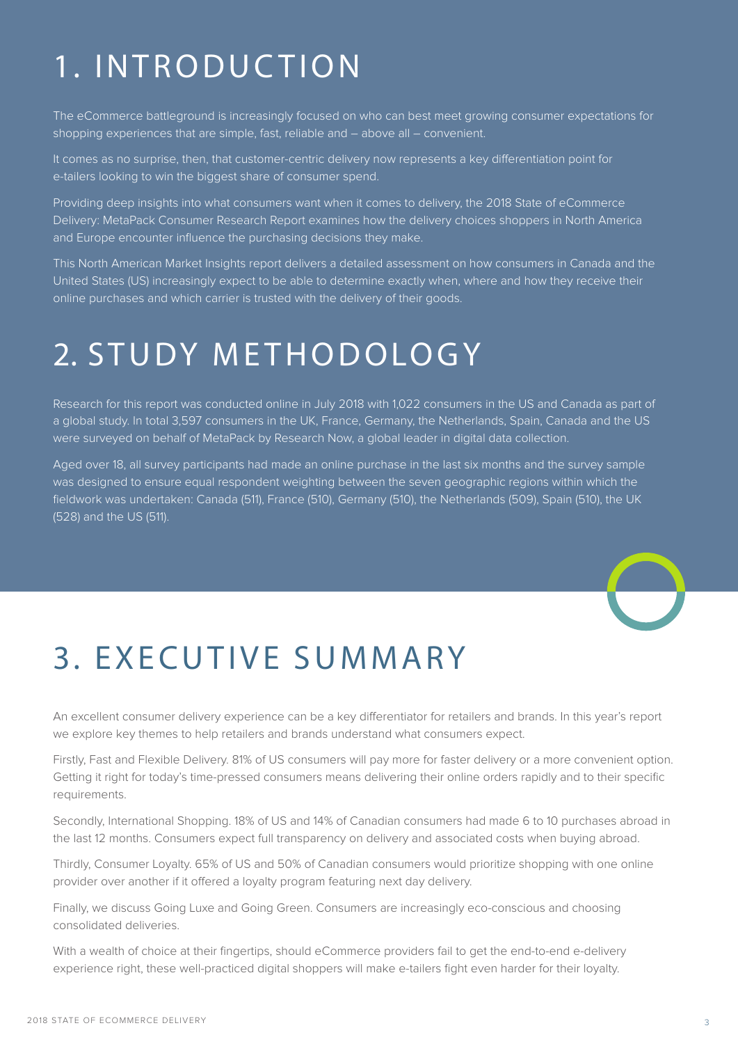# 1. INTRODUCTION

The eCommerce battleground is increasingly focused on who can best meet growing consumer expectations for shopping experiences that are simple, fast, reliable and – above all – convenient.

It comes as no surprise, then, that customer-centric delivery now represents a key differentiation point for e-tailers looking to win the biggest share of consumer spend.

Providing deep insights into what consumers want when it comes to delivery, the 2018 State of eCommerce Delivery: MetaPack Consumer Research Report examines how the delivery choices shoppers in North America and Europe encounter influence the purchasing decisions they make.

This North American Market Insights report delivers a detailed assessment on how consumers in Canada and the United States (US) increasingly expect to be able to determine exactly when, where and how they receive their online purchases and which carrier is trusted with the delivery of their goods.

# 2. STUDY METHODOLOGY

Research for this report was conducted online in July 2018 with 1,022 consumers in the US and Canada as part of a global study. In total 3,597 consumers in the UK, France, Germany, the Netherlands, Spain, Canada and the US were surveyed on behalf of MetaPack by Research Now, a global leader in digital data collection.

Aged over 18, all survey participants had made an online purchase in the last six months and the survey sample was designed to ensure equal respondent weighting between the seven geographic regions within which the fieldwork was undertaken: Canada (511), France (510), Germany (510), the Netherlands (509), Spain (510), the UK (528) and the US (511).

# 3. EXECUTIVE SUMMARY

An excellent consumer delivery experience can be a key differentiator for retailers and brands. In this year's report we explore key themes to help retailers and brands understand what consumers expect.

Firstly, Fast and Flexible Delivery. 81% of US consumers will pay more for faster delivery or a more convenient option. Getting it right for today's time-pressed consumers means delivering their online orders rapidly and to their specific requirements.

Secondly, International Shopping. 18% of US and 14% of Canadian consumers had made 6 to 10 purchases abroad in the last 12 months. Consumers expect full transparency on delivery and associated costs when buying abroad.

Thirdly, Consumer Loyalty. 65% of US and 50% of Canadian consumers would prioritize shopping with one online provider over another if it offered a loyalty program featuring next day delivery.

Finally, we discuss Going Luxe and Going Green. Consumers are increasingly eco-conscious and choosing consolidated deliveries.

With a wealth of choice at their fingertips, should eCommerce providers fail to get the end-to-end e-delivery experience right, these well-practiced digital shoppers will make e-tailers fight even harder for their loyalty.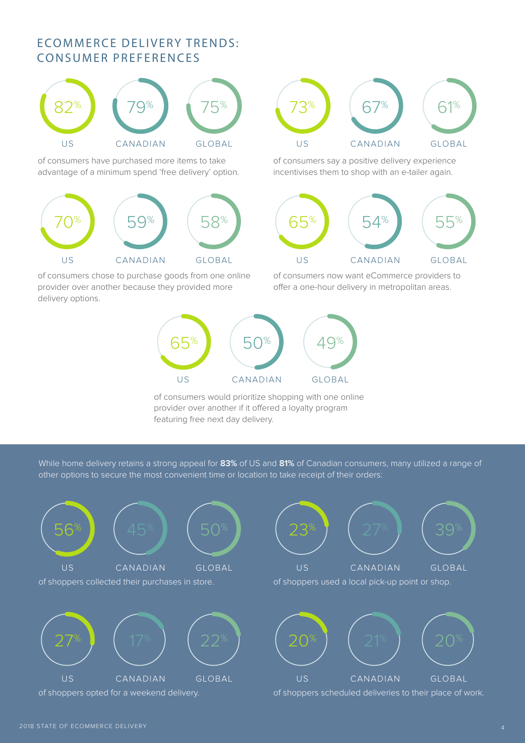## ECOMMERCE DELIVERY TRENDS: CONSUMER PREFERENCES

| US | CANADIAN | GLOBAL |
|---|---|---|
| 82% | 79% | 75% |

of consumers have purchased more items to take advantage of a minimum spend 'free delivery' option.

| US | CANADIAN | GLOBAL |
|---|---|---|
| 73% | 67% | 61% |

of consumers say a positive delivery experience incentivises them to shop with an e-tailer again.

| US | CANADIAN | GLOBAL |
|---|---|---|
| 70% | 59% | 58% |

of consumers chose to purchase goods from one online provider over another because they provided more delivery options.

| US | CANADIAN | GLOBAL |
|---|---|---|
| 65% | 54% | 55% |

of consumers now want eCommerce providers to offer a one-hour delivery in metropolitan areas.

| US | CANADIAN | GLOBAL |
|---|---|---|
| 65% | 50% | 49% |

of consumers would prioritize shopping with one online provider over another if it offered a loyalty program featuring free next day delivery.

While home delivery retains a strong appeal for **83%** of US and **81%** of Canadian consumers, many utilized a range of other options to secure the most convenient time or location to take receipt of their orders:

| US | CANADIAN | GLOBAL |
|---|---|---|
| 56% | 45% | 50% |

of shoppers collected their purchases in store.

| US | CANADIAN | GLOBAL |
|---|---|---|
| 23% | 27% | 39% |

of shoppers used a local pick-up point or shop.

| US | CANADIAN | GLOBAL |
|---|---|---|
| 27% | 17% | 22% |

of shoppers opted for a weekend delivery.

| US | CANADIAN | GLOBAL |
|---|---|---|
| 20% | 21% | 20% |

of shoppers scheduled deliveries to their place of work.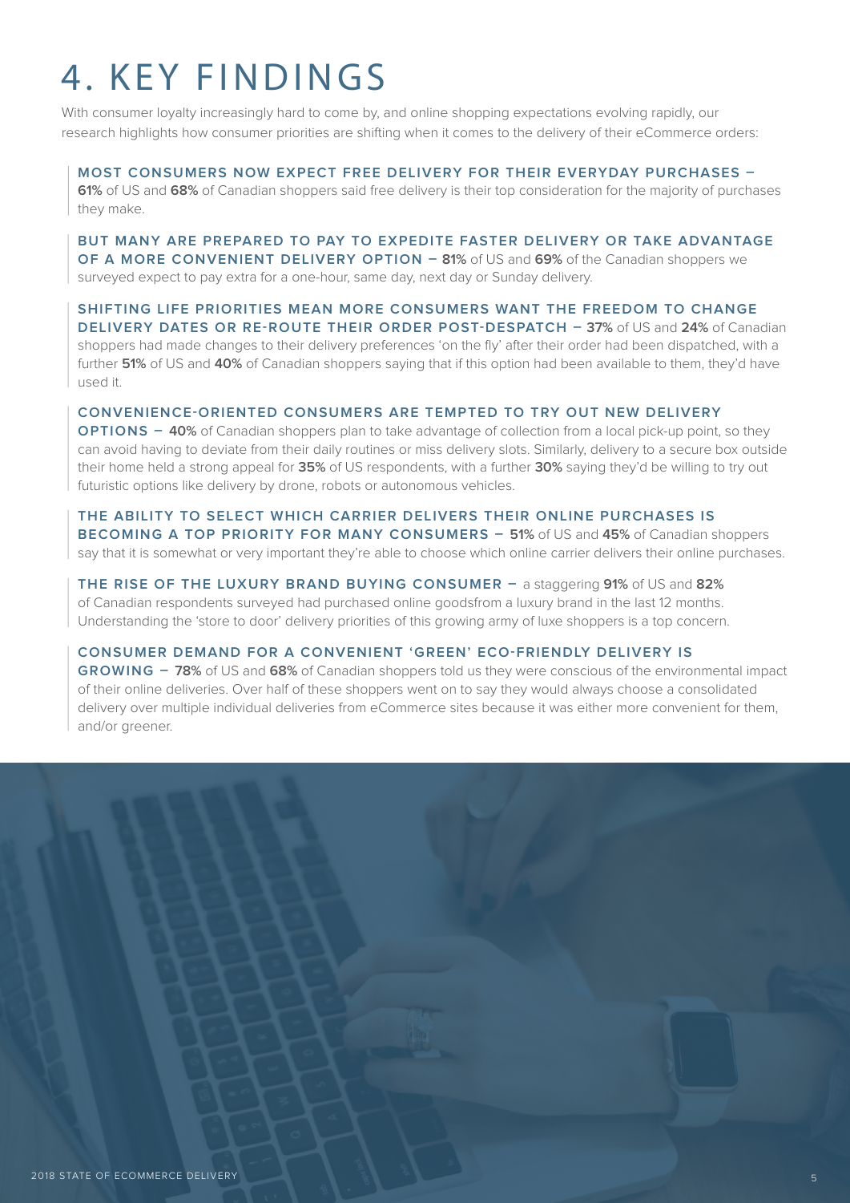# 4. KEY FINDINGS

With consumer loyalty increasingly hard to come by, and online shopping expectations evolving rapidly, our research highlights how consumer priorities are shifting when it comes to the delivery of their eCommerce orders:

**MOST CONSUMERS NOW EXPECT FREE DELIVERY FOR THEIR EVERYDAY PURCHASES –** **61%** of US and **68%** of Canadian shoppers said free delivery is their top consideration for the majority of purchases they make.

**BUT MANY ARE PREPARED TO PAY TO EXPEDITE FASTER DELIVERY OR TAKE ADVANTAGE OF A MORE CONVENIENT DELIVERY OPTION –** **81%** of US and **69%** of the Canadian shoppers we surveyed expect to pay extra for a one-hour, same day, next day or Sunday delivery.

**SHIFTING LIFE PRIORITIES MEAN MORE CONSUMERS WANT THE FREEDOM TO CHANGE DELIVERY DATES OR RE-ROUTE THEIR ORDER POST-DESPATCH –** **37%** of US and **24%** of Canadian shoppers had made changes to their delivery preferences 'on the fly' after their order had been dispatched, with a further **51%** of US and **40%** of Canadian shoppers saying that if this option had been available to them, they'd have used it.

**CONVENIENCE-ORIENTED CONSUMERS ARE TEMPTED TO TRY OUT NEW DELIVERY OPTIONS –** **40%** of Canadian shoppers plan to take advantage of collection from a local pick-up point, so they can avoid having to deviate from their daily routines or miss delivery slots. Similarly, delivery to a secure box outside their home held a strong appeal for **35%** of US respondents, with a further **30%** saying they'd be willing to try out futuristic options like delivery by drone, robots or autonomous vehicles.

**THE ABILITY TO SELECT WHICH CARRIER DELIVERS THEIR ONLINE PURCHASES IS BECOMING A TOP PRIORITY FOR MANY CONSUMERS –** **51%** of US and **45%** of Canadian shoppers say that it is somewhat or very important they're able to choose which online carrier delivers their online purchases.

**THE RISE OF THE LUXURY BRAND BUYING CONSUMER –** a staggering **91%** of US and **82%** of Canadian respondents surveyed had purchased online goodsfrom a luxury brand in the last 12 months. Understanding the 'store to door' delivery priorities of this growing army of luxe shoppers is a top concern.

**CONSUMER DEMAND FOR A CONVENIENT 'GREEN' ECO-FRIENDLY DELIVERY IS GROWING –** **78%** of US and **68%** of Canadian shoppers told us they were conscious of the environmental impact of their online deliveries. Over half of these shoppers went on to say they would always choose a consolidated delivery over multiple individual deliveries from eCommerce sites because it was either more convenient for them, and/or greener.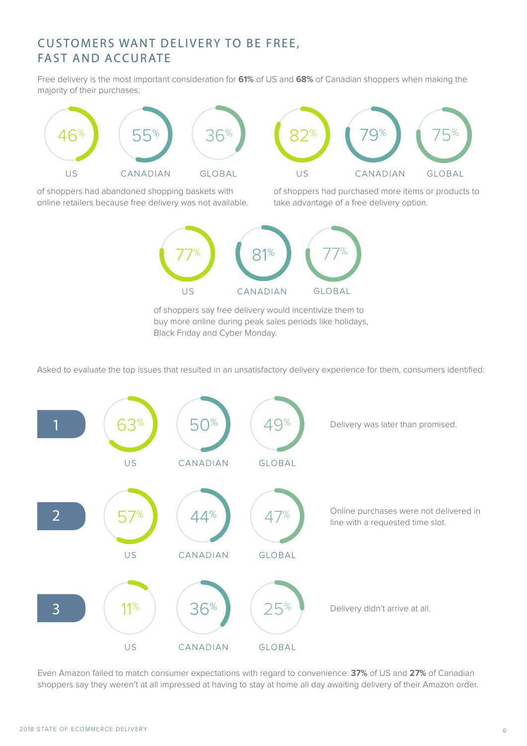## CUSTOMERS WANT DELIVERY TO BE FREE, FAST AND ACCURATE

Free delivery is the most important consideration for **61%** of US and **68%** of Canadian shoppers when making the majority of their purchases:

| US | CANADIAN | GLOBAL |
|---|---|---|
| 46% | 55% | 36% |

of shoppers had abandoned shopping baskets with online retailers because free delivery was not available.

| US | CANADIAN | GLOBAL |
|---|---|---|
| 82% | 79% | 75% |

of shoppers had purchased more items or products to take advantage of a free delivery option.

| US | CANADIAN | GLOBAL |
|---|---|---|
| 77% | 81% | 77% |

of shoppers say free delivery would incentivize them to buy more online during peak sales periods like holidays, Black Friday and Cyber Monday.

Asked to evaluate the top issues that resulted in an unsatisfactory delivery experience for them, consumers identified:

| | US | CANADIAN | GLOBAL | |
|---|---|---|---|---|
| 1 | 63% | 50% | 49% | Delivery was later than promised. |
| 2 | 57% | 44% | 47% | Online purchases were not delivered in line with a requested time slot. |
| 3 | 11% | 36% | 25% | Delivery didn't arrive at all. |

Even Amazon failed to match consumer expectations with regard to convenience: **37%** of US and **27%** of Canadian shoppers say they weren't at all impressed at having to stay at home all day awaiting delivery of their Amazon order.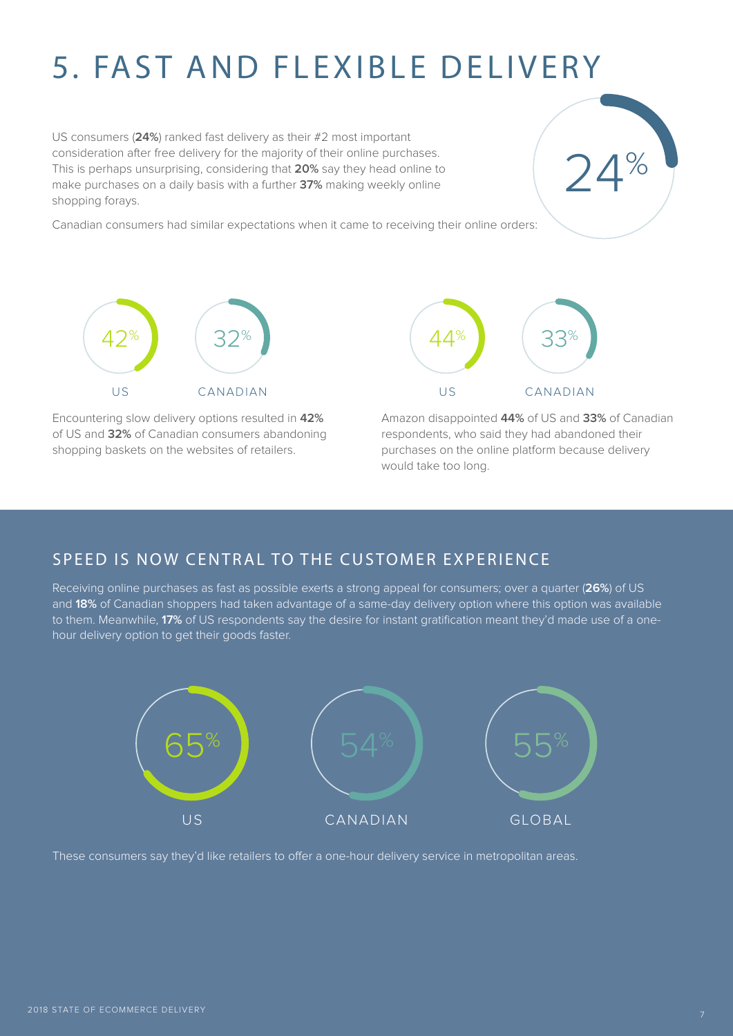# 5. FAST AND FLEXIBLE DELIVERY

US consumers (**24%**) ranked fast delivery as their #2 most important consideration after free delivery for the majority of their online purchases. This is perhaps unsurprising, considering that **20%** say they head online to make purchases on a daily basis with a further **37%** making weekly online shopping forays.

24%

Canadian consumers had similar expectations when it came to receiving their online orders:

42% US

32% CANADIAN

Encountering slow delivery options resulted in **42%** of US and **32%** of Canadian consumers abandoning shopping baskets on the websites of retailers.

44% US

33% CANADIAN

Amazon disappointed **44%** of US and **33%** of Canadian respondents, who said they had abandoned their purchases on the online platform because delivery would take too long.

## SPEED IS NOW CENTRAL TO THE CUSTOMER EXPERIENCE

Receiving online purchases as fast as possible exerts a strong appeal for consumers; over a quarter (**26%**) of US and **18%** of Canadian shoppers had taken advantage of a same-day delivery option where this option was available to them. Meanwhile, **17%** of US respondents say the desire for instant gratification meant they'd made use of a one-hour delivery option to get their goods faster.

65% US

54% CANADIAN

55% GLOBAL

These consumers say they'd like retailers to offer a one-hour delivery service in metropolitan areas.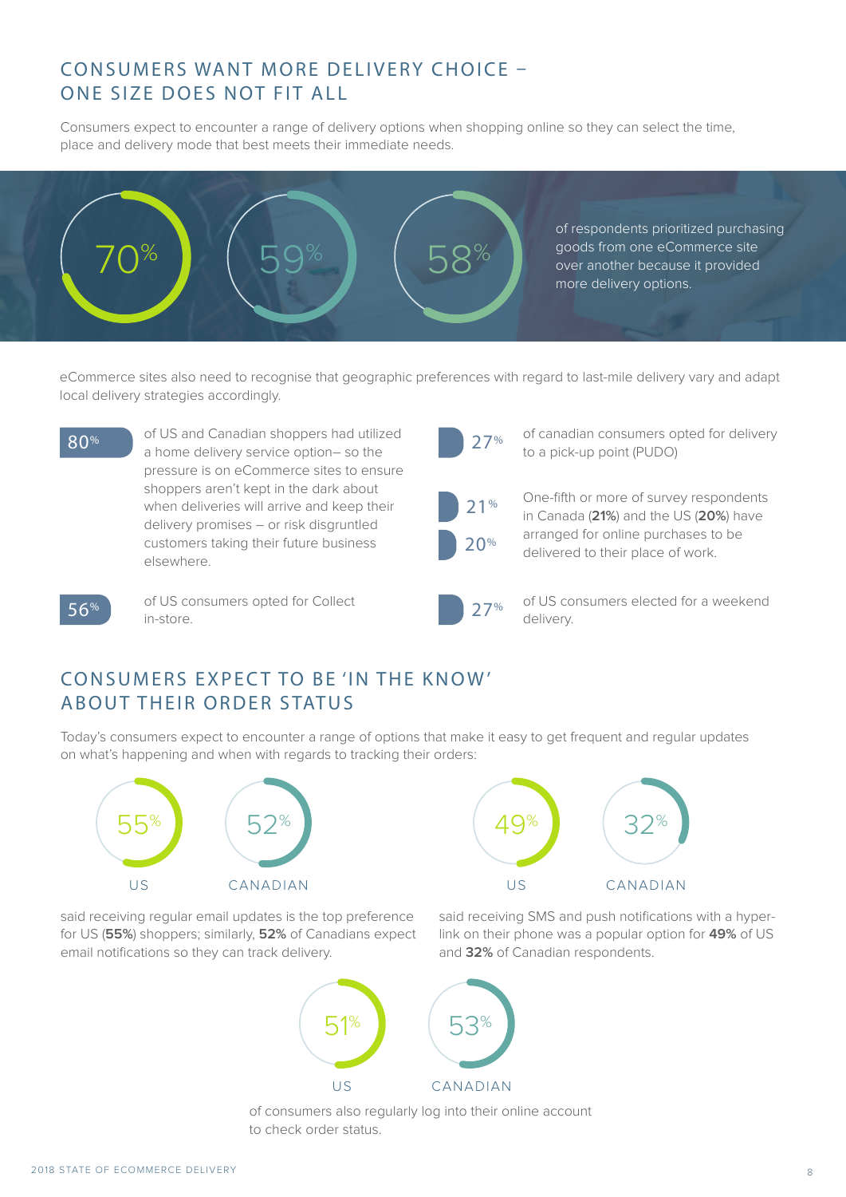## CONSUMERS WANT MORE DELIVERY CHOICE – ONE SIZE DOES NOT FIT ALL

Consumers expect to encounter a range of delivery options when shopping online so they can select the time, place and delivery mode that best meets their immediate needs.

70% 59% 58%

of respondents prioritized purchasing goods from one eCommerce site over another because it provided more delivery options.

eCommerce sites also need to recognise that geographic preferences with regard to last-mile delivery vary and adapt local delivery strategies accordingly.

**80%** of US and Canadian shoppers had utilized a home delivery service option– so the pressure is on eCommerce sites to ensure shoppers aren't kept in the dark about when deliveries will arrive and keep their delivery promises – or risk disgruntled customers taking their future business elsewhere.

**56%** of US consumers opted for Collect in-store.

**27%** of canadian consumers opted for delivery to a pick-up point (PUDO)

**21%** **20%** One-fifth or more of survey respondents in Canada (**21%**) and the US (**20%**) have arranged for online purchases to be delivered to their place of work.

**27%** of US consumers elected for a weekend delivery.

## CONSUMERS EXPECT TO BE 'IN THE KNOW' ABOUT THEIR ORDER STATUS

Today's consumers expect to encounter a range of options that make it easy to get frequent and regular updates on what's happening and when with regards to tracking their orders:

55% US | 52% CANADIAN

said receiving regular email updates is the top preference for US (**55%**) shoppers; similarly, **52%** of Canadians expect email notifications so they can track delivery.

49% US | 32% CANADIAN

said receiving SMS and push notifications with a hyper-link on their phone was a popular option for **49%** of US and **32%** of Canadian respondents.

51% US | 53% CANADIAN

of consumers also regularly log into their online account to check order status.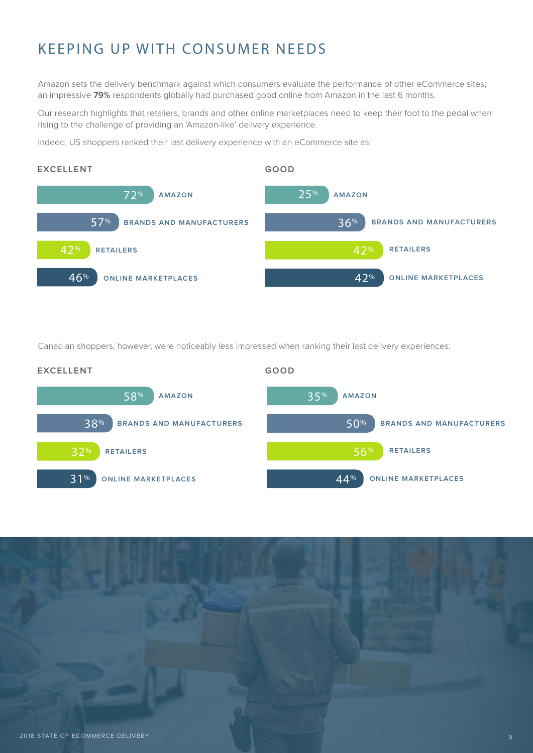# KEEPING UP WITH CONSUMER NEEDS

Amazon sets the delivery benchmark against which consumers evaluate the performance of other eCommerce sites; an impressive **79%** respondents globally had purchased good online from Amazon in the last 6 months.

Our research highlights that retailers, brands and other online marketplaces need to keep their foot to the pedal when rising to the challenge of providing an 'Amazon-like' delivery experience.

Indeed, US shoppers ranked their last delivery experience with an eCommerce site as:

| | EXCELLENT | GOOD |
|---|---|---|
| AMAZON | 72% | 25% |
| BRANDS AND MANUFACTURERS | 57% | 36% |
| RETAILERS | 42% | 42% |
| ONLINE MARKETPLACES | 46% | 42% |

Canadian shoppers, however, were noticeably less impressed when ranking their last delivery experiences:

| | EXCELLENT | GOOD |
|---|---|---|
| AMAZON | 58% | 35% |
| BRANDS AND MANUFACTURERS | 38% | 50% |
| RETAILERS | 32% | 56% |
| ONLINE MARKETPLACES | 31% | 44% |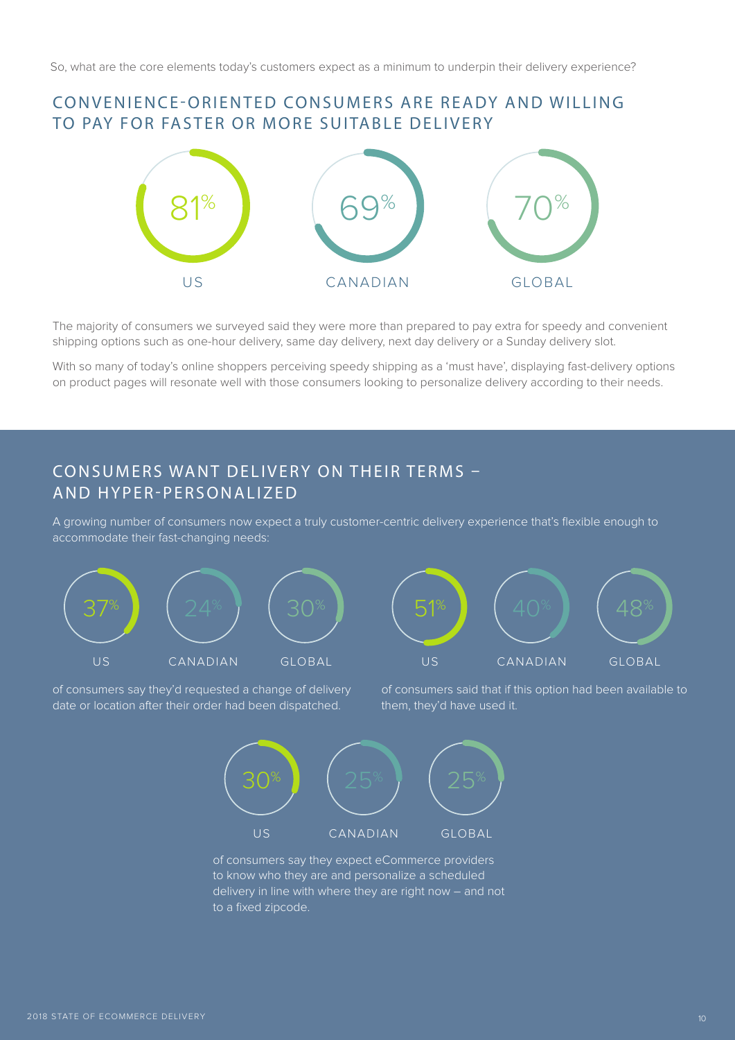So, what are the core elements today's customers expect as a minimum to underpin their delivery experience?

## CONVENIENCE-ORIENTED CONSUMERS ARE READY AND WILLING TO PAY FOR FASTER OR MORE SUITABLE DELIVERY

| US | CANADIAN | GLOBAL |
| --- | --- | --- |
| 81% | 69% | 70% |

The majority of consumers we surveyed said they were more than prepared to pay extra for speedy and convenient shipping options such as one-hour delivery, same day delivery, next day delivery or a Sunday delivery slot.

With so many of today's online shoppers perceiving speedy shipping as a 'must have', displaying fast-delivery options on product pages will resonate well with those consumers looking to personalize delivery according to their needs.

## CONSUMERS WANT DELIVERY ON THEIR TERMS – AND HYPER-PERSONALIZED

A growing number of consumers now expect a truly customer-centric delivery experience that's flexible enough to accommodate their fast-changing needs:

| US | CANADIAN | GLOBAL |
| --- | --- | --- |
| 37% | 24% | 30% |

of consumers say they'd requested a change of delivery date or location after their order had been dispatched.

| US | CANADIAN | GLOBAL |
| --- | --- | --- |
| 51% | 40% | 48% |

of consumers said that if this option had been available to them, they'd have used it.

| US | CANADIAN | GLOBAL |
| --- | --- | --- |
| 30% | 25% | 25% |

of consumers say they expect eCommerce providers to know who they are and personalize a scheduled delivery in line with where they are right now – and not to a fixed zipcode.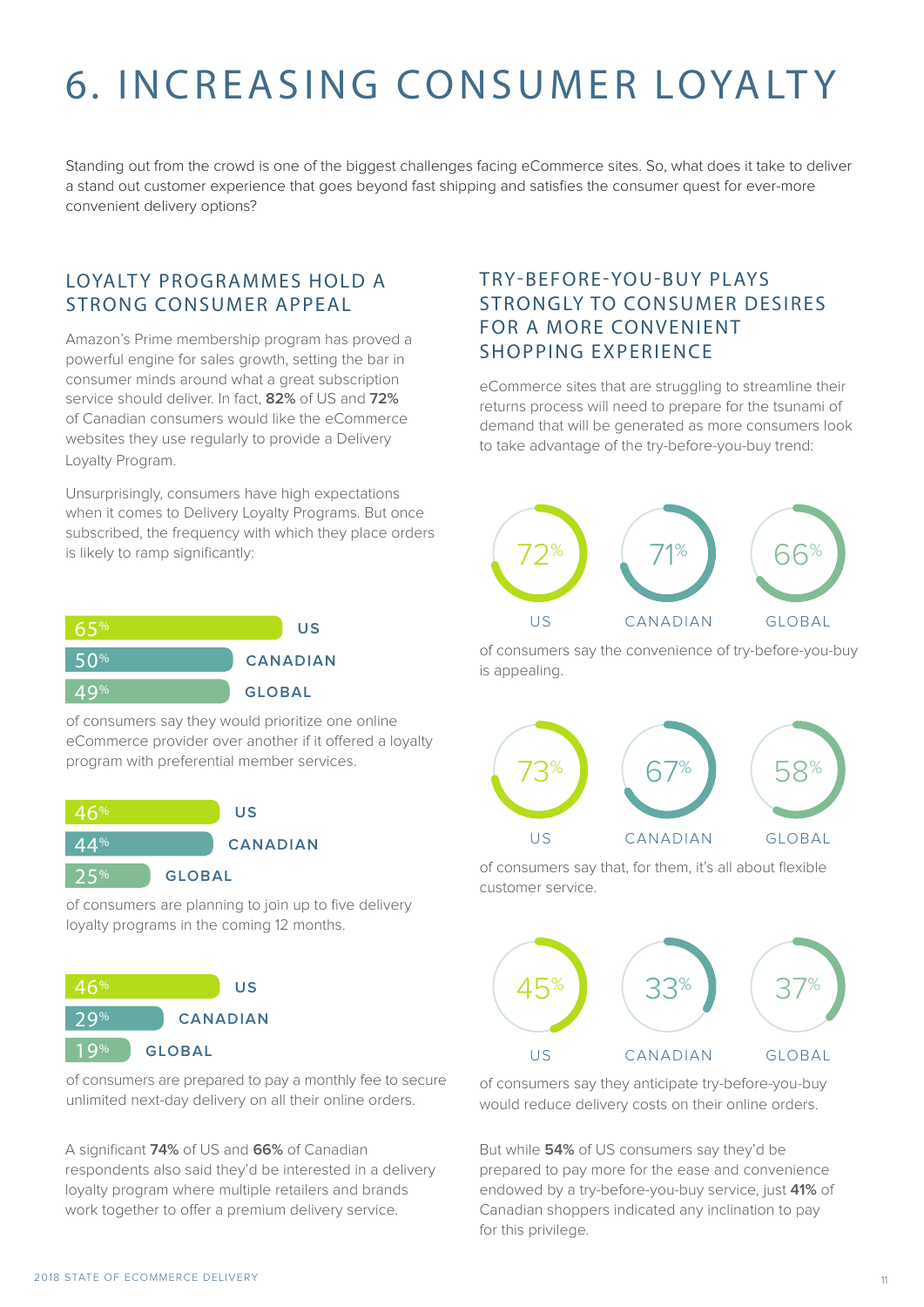# 6. INCREASING CONSUMER LOYALTY

Standing out from the crowd is one of the biggest challenges facing eCommerce sites. So, what does it take to deliver a stand out customer experience that goes beyond fast shipping and satisfies the consumer quest for ever-more convenient delivery options?

## LOYALTY PROGRAMMES HOLD A STRONG CONSUMER APPEAL

Amazon's Prime membership program has proved a powerful engine for sales growth, setting the bar in consumer minds around what a great subscription service should deliver. In fact, **82%** of US and **72%** of Canadian consumers would like the eCommerce websites they use regularly to provide a Delivery Loyalty Program.

Unsurprisingly, consumers have high expectations when it comes to Delivery Loyalty Programs. But once subscribed, the frequency with which they place orders is likely to ramp significantly:

- 65% US
- 50% CANADIAN
- 49% GLOBAL

of consumers say they would prioritize one online eCommerce provider over another if it offered a loyalty program with preferential member services.

- 46% US
- 44% CANADIAN
- 25% GLOBAL

of consumers are planning to join up to five delivery loyalty programs in the coming 12 months.

- 46% US
- 29% CANADIAN
- 19% GLOBAL

of consumers are prepared to pay a monthly fee to secure unlimited next-day delivery on all their online orders.

A significant **74%** of US and **66%** of Canadian respondents also said they'd be interested in a delivery loyalty program where multiple retailers and brands work together to offer a premium delivery service.

## TRY-BEFORE-YOU-BUY PLAYS STRONGLY TO CONSUMER DESIRES FOR A MORE CONVENIENT SHOPPING EXPERIENCE

eCommerce sites that are struggling to streamline their returns process will need to prepare for the tsunami of demand that will be generated as more consumers look to take advantage of the try-before-you-buy trend:

- 72% US
- 71% CANADIAN
- 66% GLOBAL

of consumers say the convenience of try-before-you-buy is appealing.

- 73% US
- 67% CANADIAN
- 58% GLOBAL

of consumers say that, for them, it's all about flexible customer service.

- 45% US
- 33% CANADIAN
- 37% GLOBAL

of consumers say they anticipate try-before-you-buy would reduce delivery costs on their online orders.

But while **54%** of US consumers say they'd be prepared to pay more for the ease and convenience endowed by a try-before-you-buy service, just **41%** of Canadian shoppers indicated any inclination to pay for this privilege.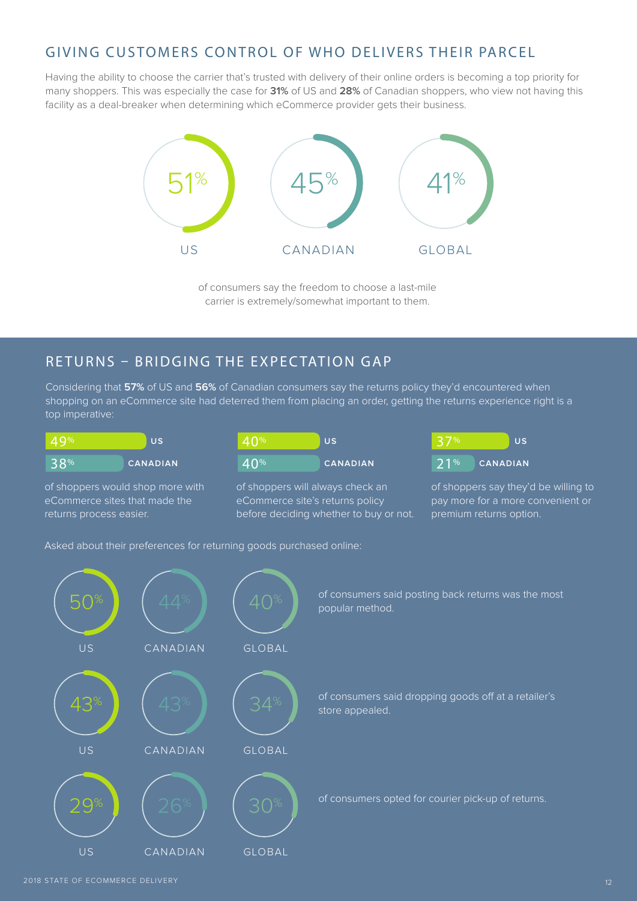## GIVING CUSTOMERS CONTROL OF WHO DELIVERS THEIR PARCEL

Having the ability to choose the carrier that's trusted with delivery of their online orders is becoming a top priority for many shoppers. This was especially the case for **31%** of US and **28%** of Canadian shoppers, who view not having this facility as a deal-breaker when determining which eCommerce provider gets their business.

| US | CANADIAN | GLOBAL |
|---|---|---|
| 51% | 45% | 41% |

of consumers say the freedom to choose a last-mile carrier is extremely/somewhat important to them.

## RETURNS – BRIDGING THE EXPECTATION GAP

Considering that **57%** of US and **56%** of Canadian consumers say the returns policy they'd encountered when shopping on an eCommerce site had deterred them from placing an order, getting the returns experience right is a top imperative:

| | US | CANADIAN |
|---|---|---|
| of shoppers would shop more with eCommerce sites that made the returns process easier. | 49% | 38% |
| of shoppers will always check an eCommerce site's returns policy before deciding whether to buy or not. | 40% | 40% |
| of shoppers say they'd be willing to pay more for a more convenient or premium returns option. | 37% | 21% |

Asked about their preferences for returning goods purchased online:

| | US | CANADIAN | GLOBAL |
|---|---|---|---|
| of consumers said posting back returns was the most popular method. | 50% | 44% | 40% |
| of consumers said dropping goods off at a retailer's store appealed. | 43% | 43% | 34% |
| of consumers opted for courier pick-up of returns. | 29% | 26% | 30% |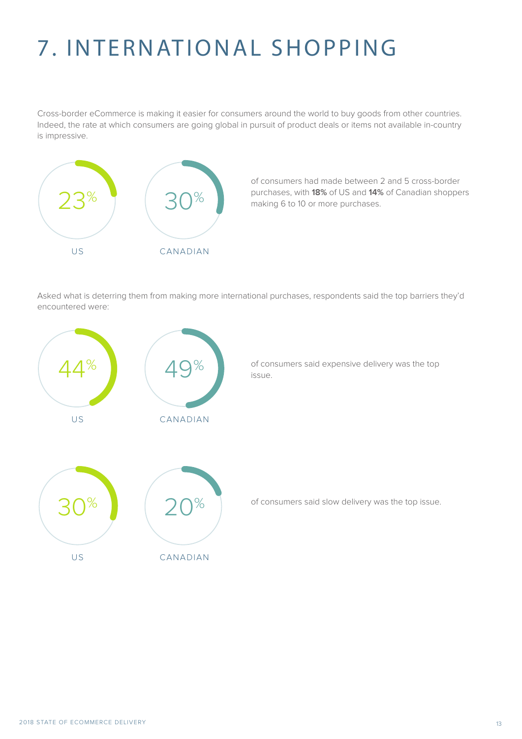# 7. INTERNATIONAL SHOPPING

Cross-border eCommerce is making it easier for consumers around the world to buy goods from other countries. Indeed, the rate at which consumers are going global in pursuit of product deals or items not available in-country is impressive.

23% US

30% CANADIAN

of consumers had made between 2 and 5 cross-border purchases, with **18%** of US and **14%** of Canadian shoppers making 6 to 10 or more purchases.

Asked what is deterring them from making more international purchases, respondents said the top barriers they'd encountered were:

44% US

49% CANADIAN

of consumers said expensive delivery was the top issue.

30% US

20% CANADIAN

of consumers said slow delivery was the top issue.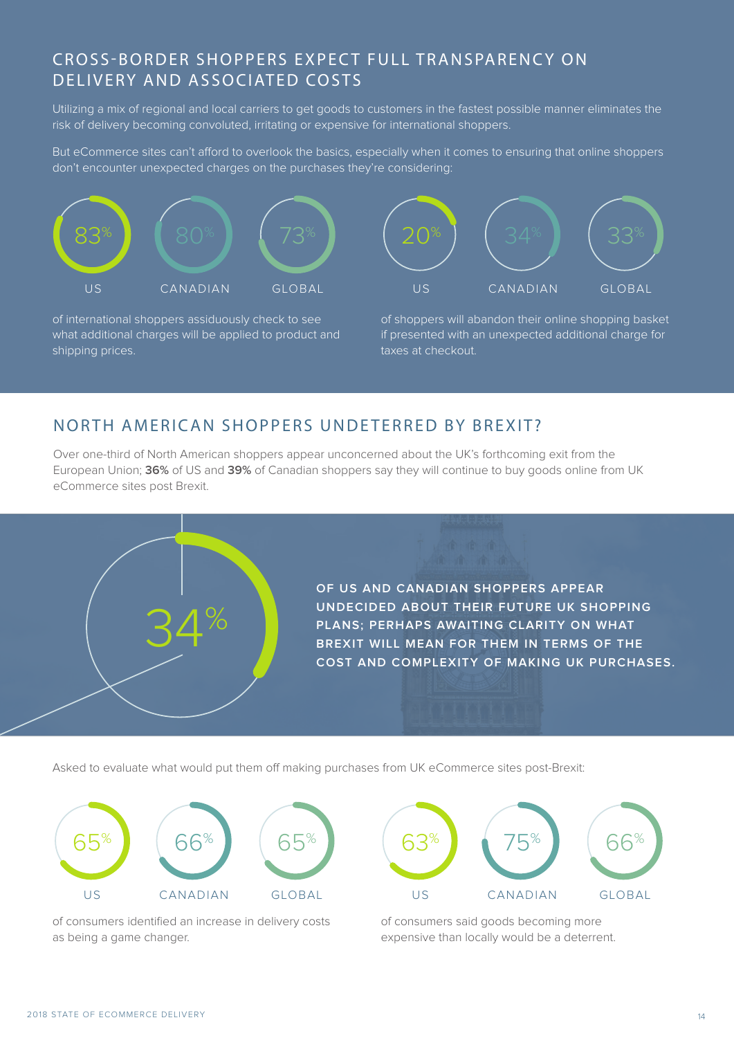## CROSS-BORDER SHOPPERS EXPECT FULL TRANSPARENCY ON DELIVERY AND ASSOCIATED COSTS

Utilizing a mix of regional and local carriers to get goods to customers in the fastest possible manner eliminates the risk of delivery becoming convoluted, irritating or expensive for international shoppers.

But eCommerce sites can't afford to overlook the basics, especially when it comes to ensuring that online shoppers don't encounter unexpected charges on the purchases they're considering:

| US | CANADIAN | GLOBAL |
|---|---|---|
| 83% | 80% | 73% |

of international shoppers assiduously check to see what additional charges will be applied to product and shipping prices.

| US | CANADIAN | GLOBAL |
|---|---|---|
| 20% | 34% | 33% |

of shoppers will abandon their online shopping basket if presented with an unexpected additional charge for taxes at checkout.

## NORTH AMERICAN SHOPPERS UNDETERRED BY BREXIT?

Over one-third of North American shoppers appear unconcerned about the UK's forthcoming exit from the European Union; **36%** of US and **39%** of Canadian shoppers say they will continue to buy goods online from UK eCommerce sites post Brexit.

**34%**

**OF US AND CANADIAN SHOPPERS APPEAR UNDECIDED ABOUT THEIR FUTURE UK SHOPPING PLANS; PERHAPS AWAITING CLARITY ON WHAT BREXIT WILL MEAN FOR THEM IN TERMS OF THE COST AND COMPLEXITY OF MAKING UK PURCHASES.**

Asked to evaluate what would put them off making purchases from UK eCommerce sites post-Brexit:

| US | CANADIAN | GLOBAL |
|---|---|---|
| 65% | 66% | 65% |

of consumers identified an increase in delivery costs as being a game changer.

| US | CANADIAN | GLOBAL |
|---|---|---|
| 63% | 75% | 66% |

of consumers said goods becoming more expensive than locally would be a deterrent.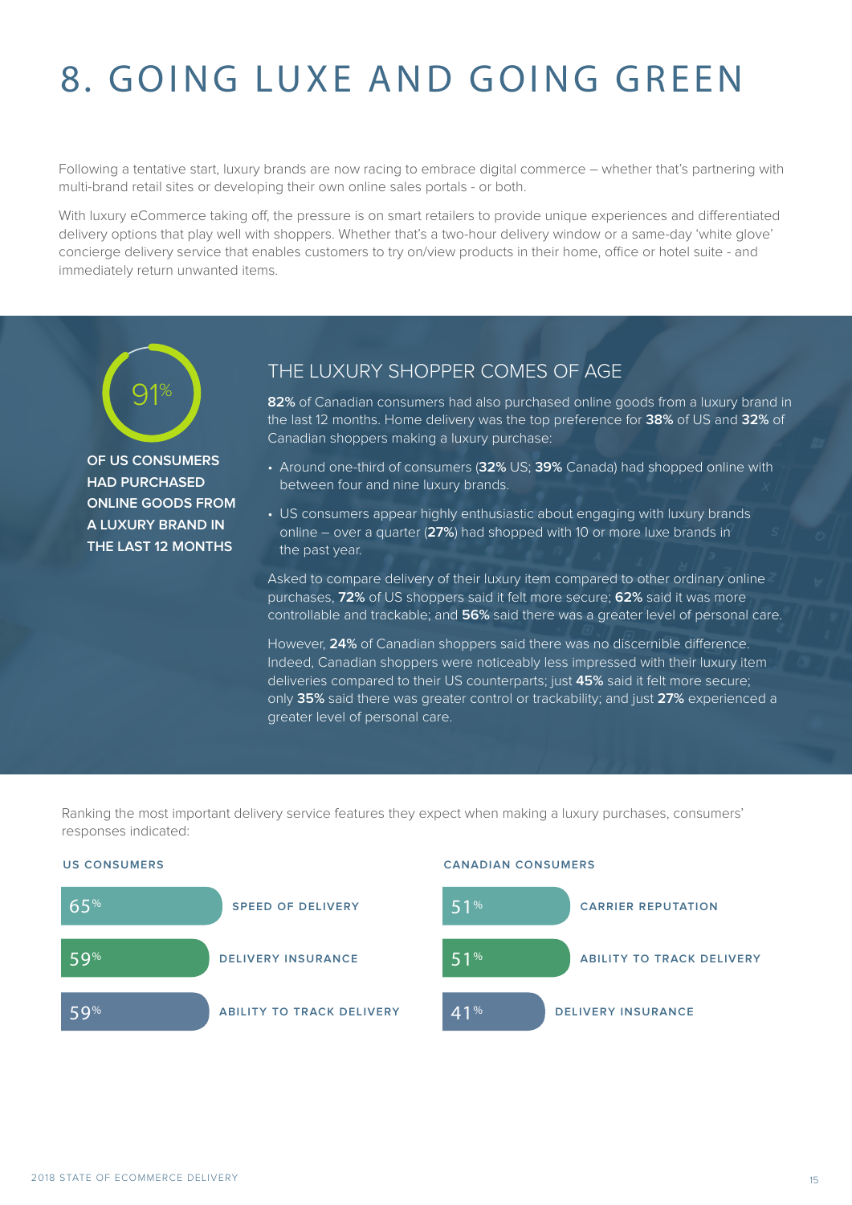# 8. GOING LUXE AND GOING GREEN

Following a tentative start, luxury brands are now racing to embrace digital commerce – whether that's partnering with multi-brand retail sites or developing their own online sales portals - or both.

With luxury eCommerce taking off, the pressure is on smart retailers to provide unique experiences and differentiated delivery options that play well with shoppers. Whether that's a two-hour delivery window or a same-day 'white glove' concierge delivery service that enables customers to try on/view products in their home, office or hotel suite - and immediately return unwanted items.

91%

**OF US CONSUMERS HAD PURCHASED ONLINE GOODS FROM A LUXURY BRAND IN THE LAST 12 MONTHS**

## THE LUXURY SHOPPER COMES OF AGE

**82%** of Canadian consumers had also purchased online goods from a luxury brand in the last 12 months. Home delivery was the top preference for **38%** of US and **32%** of Canadian shoppers making a luxury purchase:

- Around one-third of consumers (**32%** US; **39%** Canada) had shopped online with between four and nine luxury brands.
- US consumers appear highly enthusiastic about engaging with luxury brands online – over a quarter (**27%**) had shopped with 10 or more luxe brands in the past year.

Asked to compare delivery of their luxury item compared to other ordinary online purchases, **72%** of US shoppers said it felt more secure; **62%** said it was more controllable and trackable; and **56%** said there was a greater level of personal care.

However, **24%** of Canadian shoppers said there was no discernible difference. Indeed, Canadian shoppers were noticeably less impressed with their luxury item deliveries compared to their US counterparts; just **45%** said it felt more secure; only **35%** said there was greater control or trackability; and just **27%** experienced a greater level of personal care.

Ranking the most important delivery service features they expect when making a luxury purchases, consumers' responses indicated:

**US CONSUMERS**

| % | Feature |
|---|---|
| 65% | SPEED OF DELIVERY |
| 59% | DELIVERY INSURANCE |
| 59% | ABILITY TO TRACK DELIVERY |

**CANADIAN CONSUMERS**

| % | Feature |
|---|---|
| 51% | CARRIER REPUTATION |
| 51% | ABILITY TO TRACK DELIVERY |
| 41% | DELIVERY INSURANCE |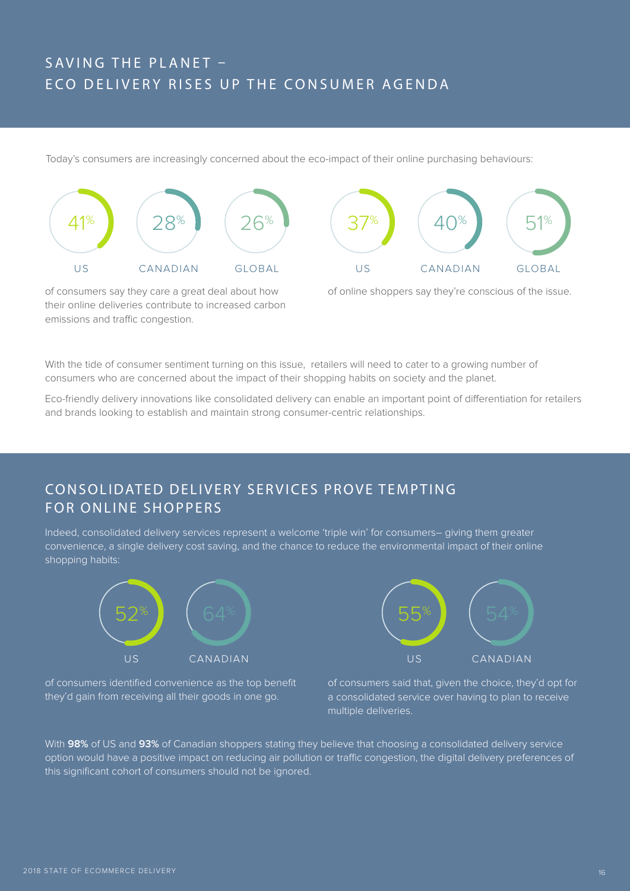# SAVING THE PLANET – ECO DELIVERY RISES UP THE CONSUMER AGENDA

Today's consumers are increasingly concerned about the eco-impact of their online purchasing behaviours:

| US | CANADIAN | GLOBAL |
|---|---|---|
| 41% | 28% | 26% |

of consumers say they care a great deal about how their online deliveries contribute to increased carbon emissions and traffic congestion.

| US | CANADIAN | GLOBAL |
|---|---|---|
| 37% | 40% | 51% |

of online shoppers say they're conscious of the issue.

With the tide of consumer sentiment turning on this issue, retailers will need to cater to a growing number of consumers who are concerned about the impact of their shopping habits on society and the planet.

Eco-friendly delivery innovations like consolidated delivery can enable an important point of differentiation for retailers and brands looking to establish and maintain strong consumer-centric relationships.

## CONSOLIDATED DELIVERY SERVICES PROVE TEMPTING FOR ONLINE SHOPPERS

Indeed, consolidated delivery services represent a welcome 'triple win' for consumers– giving them greater convenience, a single delivery cost saving, and the chance to reduce the environmental impact of their online shopping habits:

| US | CANADIAN |
|---|---|
| 52% | 64% |

of consumers identified convenience as the top benefit they'd gain from receiving all their goods in one go.

| US | CANADIAN |
|---|---|
| 55% | 54% |

of consumers said that, given the choice, they'd opt for a consolidated service over having to plan to receive multiple deliveries.

With **98%** of US and **93%** of Canadian shoppers stating they believe that choosing a consolidated delivery service option would have a positive impact on reducing air pollution or traffic congestion, the digital delivery preferences of this significant cohort of consumers should not be ignored.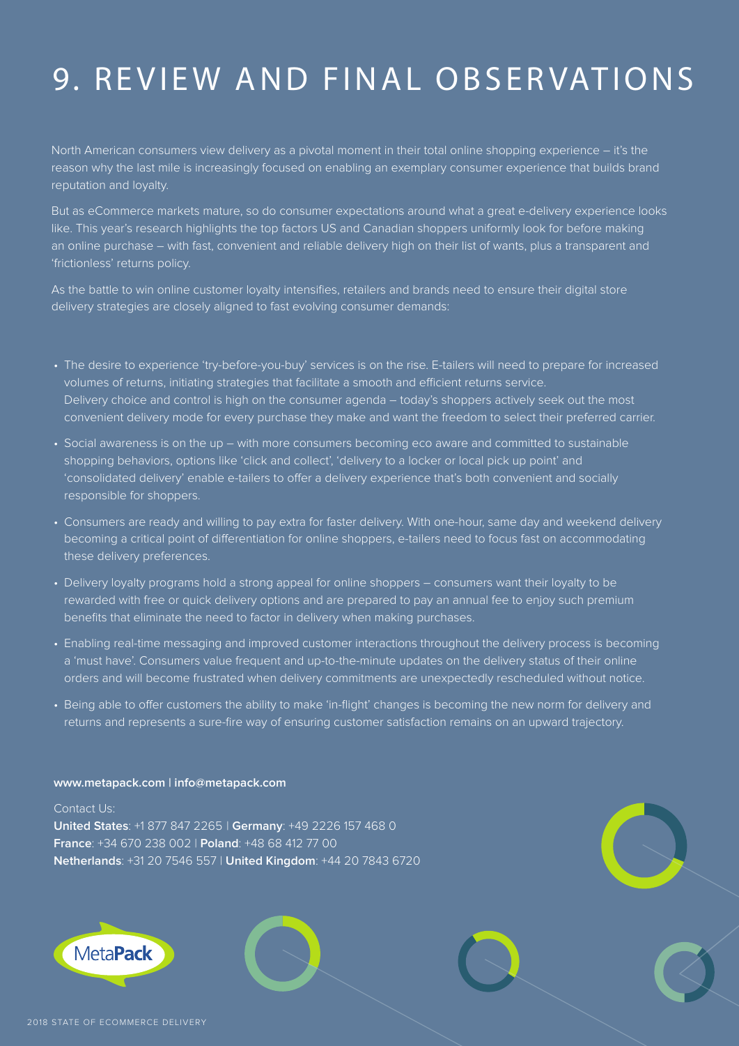# 9. REVIEW AND FINAL OBSERVATIONS

North American consumers view delivery as a pivotal moment in their total online shopping experience – it's the reason why the last mile is increasingly focused on enabling an exemplary consumer experience that builds brand reputation and loyalty.

But as eCommerce markets mature, so do consumer expectations around what a great e-delivery experience looks like. This year's research highlights the top factors US and Canadian shoppers uniformly look for before making an online purchase – with fast, convenient and reliable delivery high on their list of wants, plus a transparent and 'frictionless' returns policy.

As the battle to win online customer loyalty intensifies, retailers and brands need to ensure their digital store delivery strategies are closely aligned to fast evolving consumer demands:

- The desire to experience 'try-before-you-buy' services is on the rise. E-tailers will need to prepare for increased volumes of returns, initiating strategies that facilitate a smooth and efficient returns service. Delivery choice and control is high on the consumer agenda – today's shoppers actively seek out the most convenient delivery mode for every purchase they make and want the freedom to select their preferred carrier.
- Social awareness is on the up – with more consumers becoming eco aware and committed to sustainable shopping behaviors, options like 'click and collect', 'delivery to a locker or local pick up point' and 'consolidated delivery' enable e-tailers to offer a delivery experience that's both convenient and socially responsible for shoppers.
- Consumers are ready and willing to pay extra for faster delivery. With one-hour, same day and weekend delivery becoming a critical point of differentiation for online shoppers, e-tailers need to focus fast on accommodating these delivery preferences.
- Delivery loyalty programs hold a strong appeal for online shoppers – consumers want their loyalty to be rewarded with free or quick delivery options and are prepared to pay an annual fee to enjoy such premium benefits that eliminate the need to factor in delivery when making purchases.
- Enabling real-time messaging and improved customer interactions throughout the delivery process is becoming a 'must have'. Consumers value frequent and up-to-the-minute updates on the delivery status of their online orders and will become frustrated when delivery commitments are unexpectedly rescheduled without notice.
- Being able to offer customers the ability to make 'in-flight' changes is becoming the new norm for delivery and returns and represents a sure-fire way of ensuring customer satisfaction remains on an upward trajectory.

**www.metapack.com | info@metapack.com**

Contact Us:
**United States**: +1 877 847 2265 | **Germany**: +49 2226 157 468 0
**France**: +34 670 238 002 | **Poland**: +48 68 412 77 00
**Netherlands**: +31 20 7546 557 | **United Kingdom**: +44 20 7843 6720

MetaPack